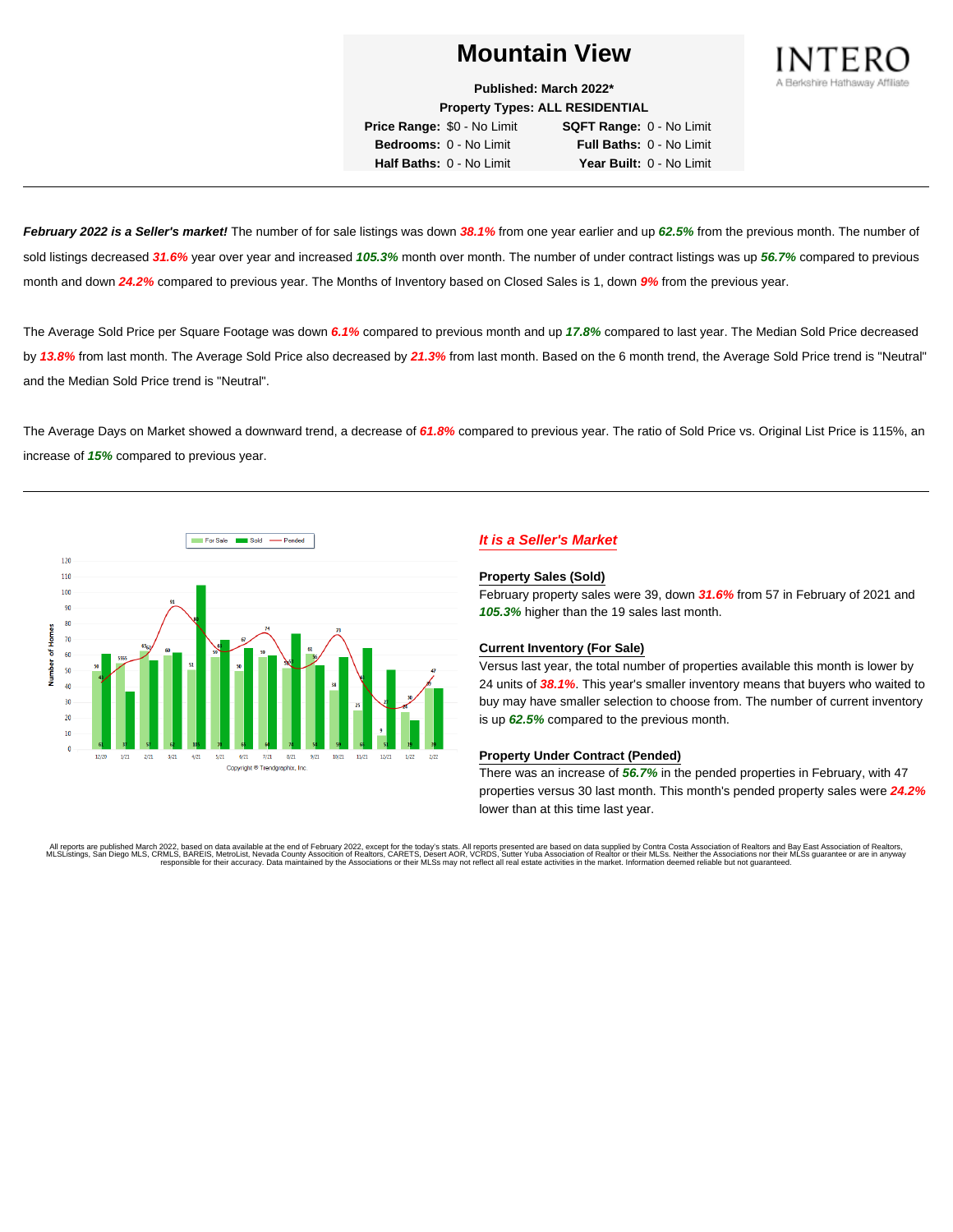# Mountain View

**Published: March 2022***

**Property Types: ALL RESIDENTIAL**

| | | | |
|---|---|---|---|
| **Price Range:** | $0 - No Limit | **SQFT Range:** | 0 - No Limit |
| **Bedrooms:** | 0 - No Limit | **Full Baths:** | 0 - No Limit |
| **Half Baths:** | 0 - No Limit | **Year Built:** | 0 - No Limit |

INTERO
A Berkshire Hathaway Affiliate

---

***February 2022 is a Seller's market!*** The number of for sale listings was down ***38.1%*** from one year earlier and up ***62.5%*** from the previous month. The number of sold listings decreased ***31.6%*** year over year and increased ***105.3%*** month over month. The number of under contract listings was up ***56.7%*** compared to previous month and down ***24.2%*** compared to previous year. The Months of Inventory based on Closed Sales is 1, down ***9%*** from the previous year.

The Average Sold Price per Square Footage was down ***6.1%*** compared to previous month and up ***17.8%*** compared to last year. The Median Sold Price decreased by ***13.8%*** from last month. The Average Sold Price also decreased by ***21.3%*** from last month. Based on the 6 month trend, the Average Sold Price trend is "Neutral" and the Median Sold Price trend is "Neutral".

The Average Days on Market showed a downward trend, a decrease of ***61.8%*** compared to previous year. The ratio of Sold Price vs. Original List Price is 115%, an increase of ***15%*** compared to previous year.

---

Copyright © Trendgraphix, Inc.

## *It is a Seller's Market*

### Property Sales (Sold)

February property sales were 39, down ***31.6%*** from 57 in February of 2021 and ***105.3%*** higher than the 19 sales last month.

### Current Inventory (For Sale)

Versus last year, the total number of properties available this month is lower by 24 units of ***38.1%***. This year's smaller inventory means that buyers who waited to buy may have smaller selection to choose from. The number of current inventory is up ***62.5%*** compared to the previous month.

### Property Under Contract (Pended)

There was an increase of ***56.7%*** in the pended properties in February, with 47 properties versus 30 last month. This month's pended property sales were ***24.2%*** lower than at this time last year.

All reports are published March 2022, based on data available at the end of February 2022, except for the today's stats. All reports presented are based on data supplied by Contra Costa Association of Realtors and Bay East Association of Realtors, MLSListings, San Diego MLS, CRMLS, BAREIS, MetroList, Nevada County Association of Realtors, CARETS, Desert AOR, VCRDS, Sutter Yuba Association of Realtor or their MLSs. Neither the Associations nor their MLSs guarantee or are in anyway responsible for their accuracy. Data maintained by the Associations or their MLSs may not reflect all real estate activities in the market. Information deemed reliable but not guaranteed.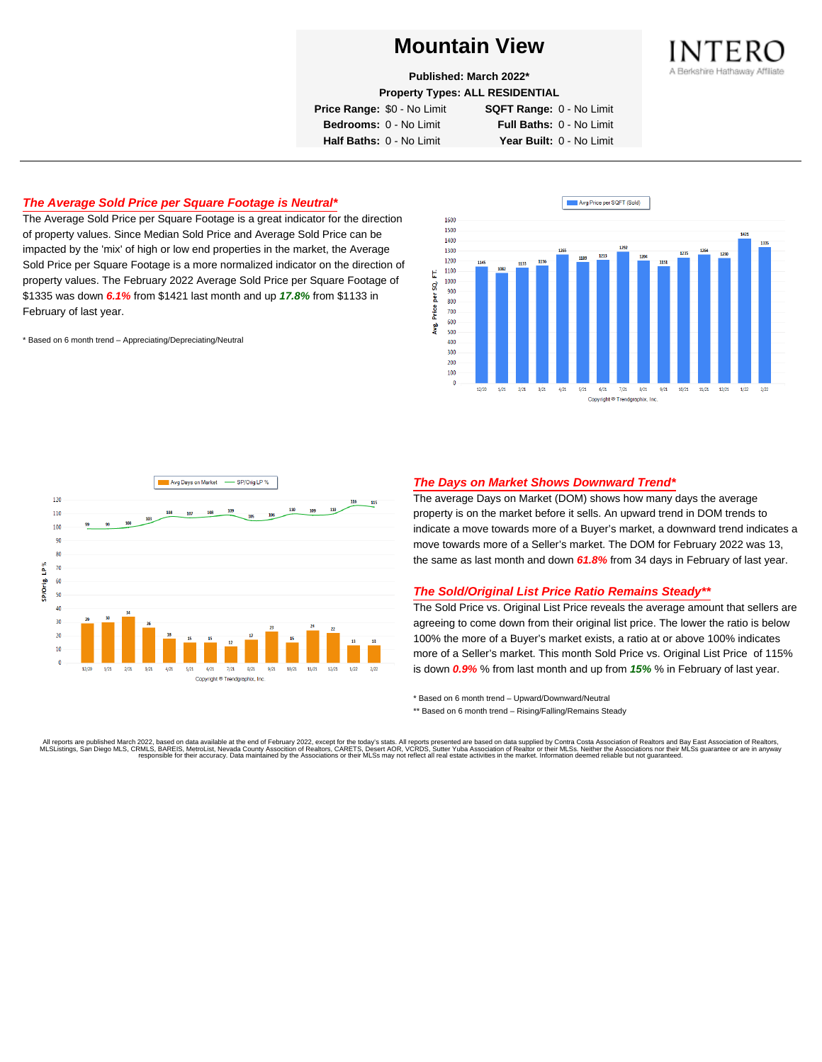# Mountain View

**Published: March 2022***

**Property Types: ALL RESIDENTIAL**

| | | | |
|---|---|---|---|
| **Price Range:** | $0 - No Limit | **SQFT Range:** | 0 - No Limit |
| **Bedrooms:** | 0 - No Limit | **Full Baths:** | 0 - No Limit |
| **Half Baths:** | 0 - No Limit | **Year Built:** | 0 - No Limit |

INTERO
A Berkshire Hathaway Affiliate

---

## *The Average Sold Price per Square Footage is Neutral**

The Average Sold Price per Square Footage is a great indicator for the direction of property values. Since Median Sold Price and Average Sold Price can be impacted by the 'mix' of high or low end properties in the market, the Average Sold Price per Square Footage is a more normalized indicator on the direction of property values. The February 2022 Average Sold Price per Square Footage of $1335 was down ***6.1%*** from $1421 last month and up ***17.8%*** from $1133 in February of last year.

\* Based on 6 month trend – Appreciating/Depreciating/Neutral

## *The Days on Market Shows Downward Trend**

The average Days on Market (DOM) shows how many days the average property is on the market before it sells. An upward trend in DOM trends to indicate a move towards more of a Buyer's market, a downward trend indicates a move towards more of a Seller's market. The DOM for February 2022 was 13, the same as last month and down ***61.8%*** from 34 days in February of last year.

## *The Sold/Original List Price Ratio Remains Steady***

The Sold Price vs. Original List Price reveals the average amount that sellers are agreeing to come down from their original list price. The lower the ratio is below 100% the more of a Buyer's market exists, a ratio at or above 100% indicates more of a Seller's market. This month Sold Price vs. Original List Price of 115% is down ***0.9%*** % from last month and up from ***15%*** % in February of last year.

\* Based on 6 month trend – Upward/Downward/Neutral

\** Based on 6 month trend – Rising/Falling/Remains Steady

All reports are published March 2022, based on data available at the end of February 2022, except for the today's stats. All reports presented are based on data supplied by Contra Costa Association of Realtors and Bay East Association of Realtors, MLSListings, San Diego MLS, CRMLS, BAREIS, MetroList, Nevada County Assocition of Realtors, CARETS, Desert AOR, VCRDS, Sutter Yuba Association of Realtor or their MLSs. Neither the Associations nor their MLSs guarantee or are in anyway responsible for their accuracy. Data maintained by the Associations or their MLSs may not reflect all real estate activities in the market. Information deemed reliable but not guaranteed.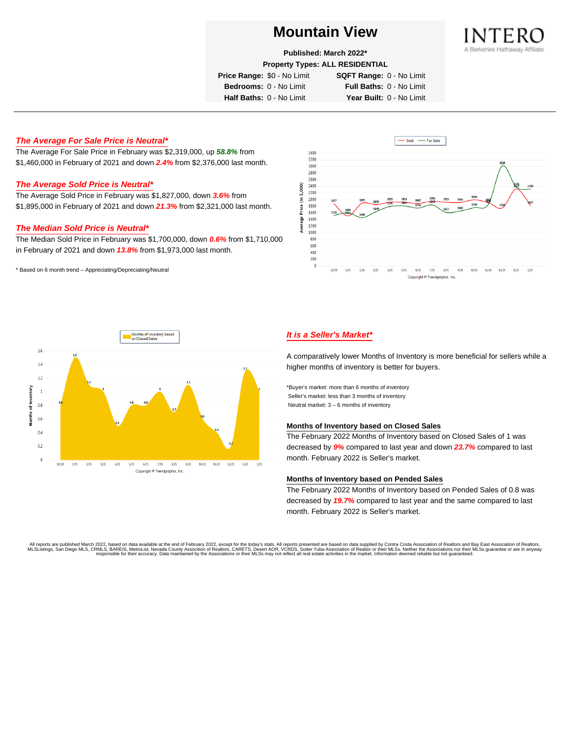# Mountain View

**Published: March 2022***

**Property Types: ALL RESIDENTIAL**

**Price Range:** $0 - No Limit **SQFT Range:** 0 - No Limit
**Bedrooms:** 0 - No Limit **Full Baths:** 0 - No Limit
**Half Baths:** 0 - No Limit **Year Built:** 0 - No Limit

INTERO
A Berkshire Hathaway Affiliate

---

## *The Average For Sale Price is Neutral**

The Average For Sale Price in February was $2,319,000, up ***58.8%*** from $1,460,000 in February of 2021 and down ***2.4%*** from $2,376,000 last month.

## *The Average Sold Price is Neutral**

The Average Sold Price in February was $1,827,000, down ***3.6%*** from $1,895,000 in February of 2021 and down ***21.3%*** from $2,321,000 last month.

## *The Median Sold Price is Neutral**

The Median Sold Price in February was $1,700,000, down ***0.6%*** from $1,710,000 in February of 2021 and down ***13.8%*** from $1,973,000 last month.

\* Based on 6 month trend – Appreciating/Depreciating/Neutral

## *It is a Seller's Market**

A comparatively lower Months of Inventory is more beneficial for sellers while a higher months of inventory is better for buyers.

*Buyer's market: more than 6 months of inventory
Seller's market: less than 3 months of inventory
Neutral market: 3 – 6 months of inventory

### Months of Inventory based on Closed Sales

The February 2022 Months of Inventory based on Closed Sales of 1 was decreased by ***9%*** compared to last year and down ***23.7%*** compared to last month. February 2022 is Seller's market.

### Months of Inventory based on Pended Sales

The February 2022 Months of Inventory based on Pended Sales of 0.8 was decreased by ***19.7%*** compared to last year and the same compared to last month. February 2022 is Seller's market.

All reports are published March 2022, based on data available at the end of February 2022, except for the today's stats. All reports presented are based on data supplied by Contra Costa Association of Realtors and Bay East Association of Realtors, MLSListings, San Diego MLS, CRMLS, BAREIS, MetroList, Nevada County Association of Realtors, CARETS, Desert AOR, VCRDS, Sutter Yuba Association of Realtor or their MLSs. Neither the Associations nor their MLSs guarantee or are in anyway responsible for their accuracy. Data maintained by the Associations or their MLSs may not reflect all real estate activities in the market. Information deemed reliable but not guaranteed.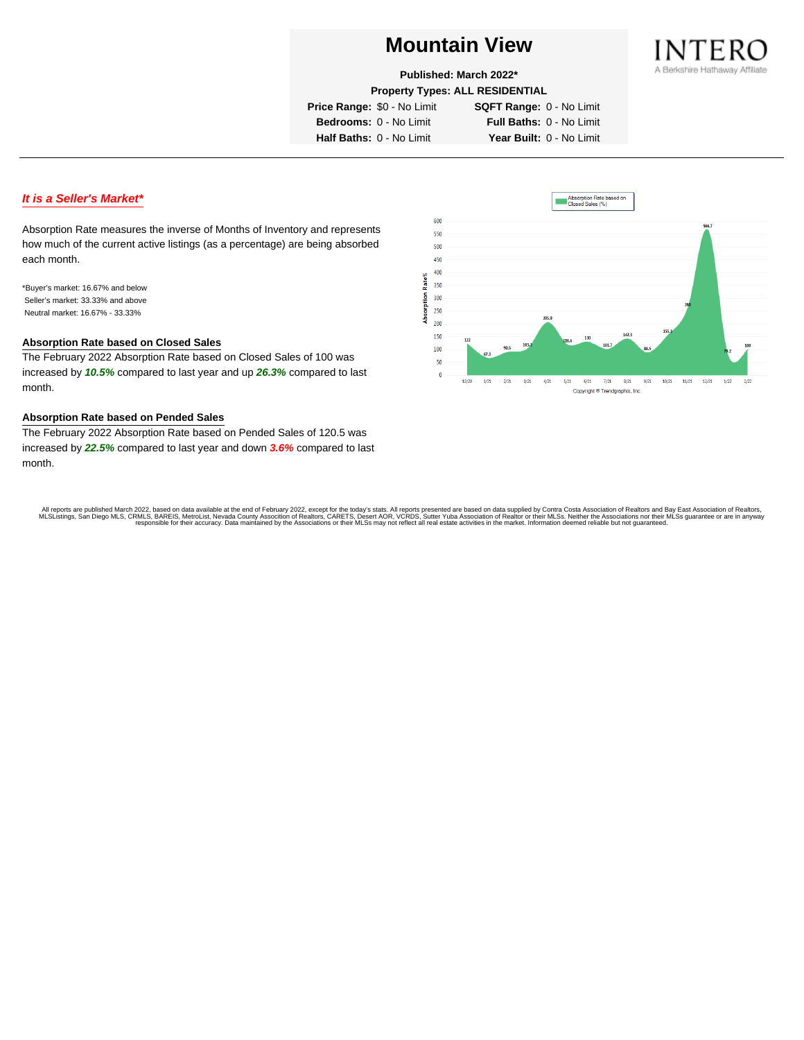# Mountain View

**Published: March 2022***

**Property Types: ALL RESIDENTIAL**

**Price Range:** $0 - No Limit **SQFT Range:** 0 - No Limit
**Bedrooms:** 0 - No Limit **Full Baths:** 0 - No Limit
**Half Baths:** 0 - No Limit **Year Built:** 0 - No Limit

INTERO
A Berkshire Hathaway Affiliate

---

## *It is a Seller's Market**

Absorption Rate measures the inverse of Months of Inventory and represents how much of the current active listings (as a percentage) are being absorbed each month.

*Buyer's market: 16.67% and below
Seller's market: 33.33% and above
Neutral market: 16.67% - 33.33%

### Absorption Rate based on Closed Sales

The February 2022 Absorption Rate based on Closed Sales of 100 was increased by ***10.5%*** compared to last year and up ***26.3%*** compared to last month.

### Absorption Rate based on Pended Sales

The February 2022 Absorption Rate based on Pended Sales of 120.5 was increased by ***22.5%*** compared to last year and down ***3.6%*** compared to last month.

Absorption Rate based on Closed Sales (%)

Absorption Rate%

0
50
100
150
200
250
300
350
400
450
500
550
600

122
67.3
90.5
103.3
205.0
118.6
130
101.7
142.3
88.5
155.3
260
566.7
79.2
100

12/20 1/21 2/21 3/21 4/21 5/21 6/21 7/21 8/21 9/21 10/21 11/21 12/21 1/22 2/22

Copyright ® Trendgraphix, Inc.

All reports are published March 2022, based on data available at the end of February 2022, except for the today's stats. All reports presented are based on data supplied by Contra Costa Association of Realtors and Bay East Association of Realtors, MLSListings, San Diego MLS, CRMLS, BAREIS, MetroList, Nevada County Assocition of Realtors, CARETS, Desert AOR, VCRDS, Sutter Yuba Association of Realtor or their MLSs. Neither the Associations nor their MLSs guarantee or are in anyway responsible for their accuracy. Data maintained by the Associations or their MLSs may not reflect all real estate activities in the market. Information deemed reliable but not guaranteed.